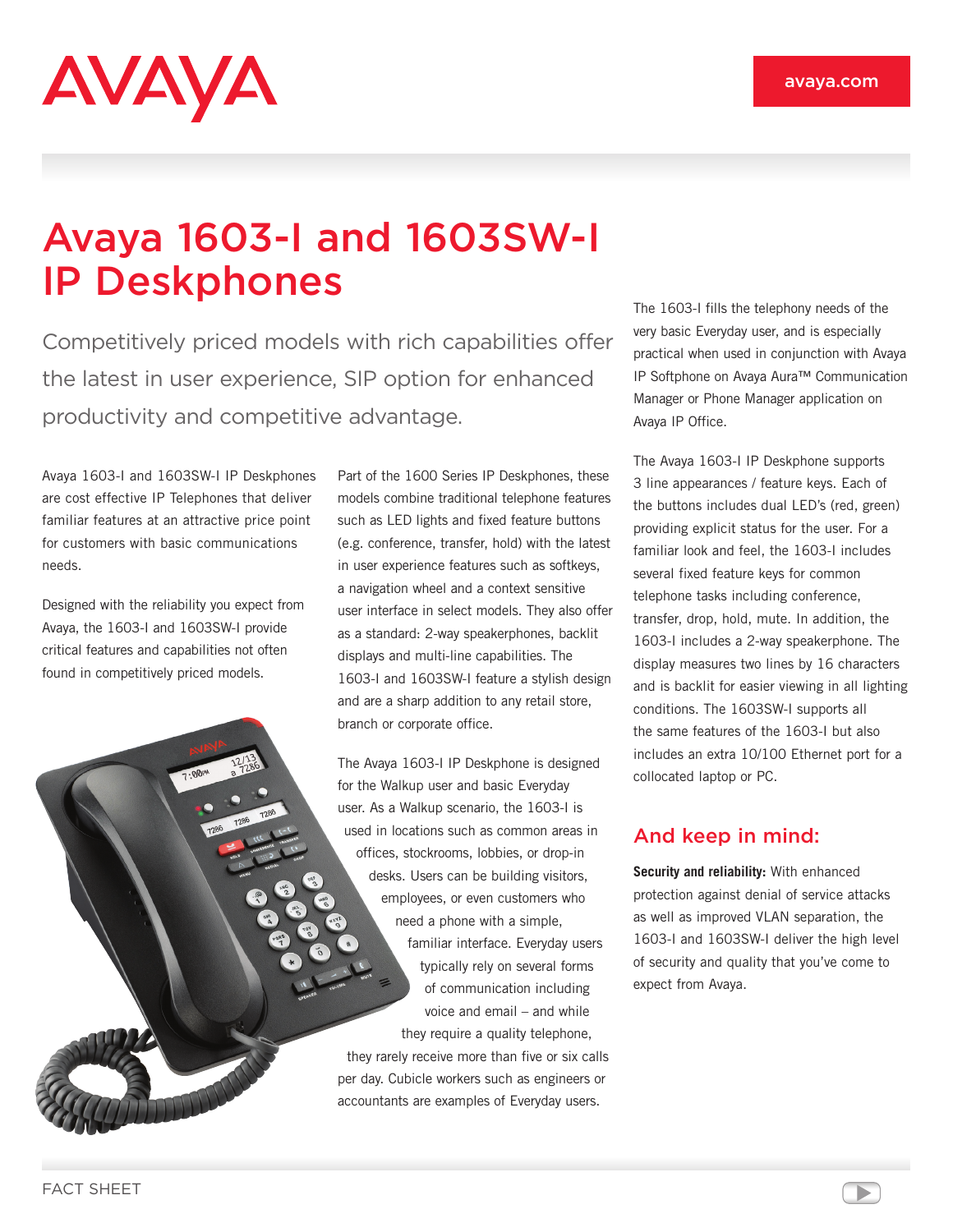# Avaya 1603-I and 1603SW-I IP Deskphones

Competitively priced models with rich capabilities offer the latest in user experience, SIP option for enhanced productivity and competitive advantage.

Avaya 1603-I and 1603SW-I IP Deskphones are cost effective IP Telephones that deliver familiar features at an attractive price point for customers with basic communications needs.

Designed with the reliability you expect from Avaya, the 1603-I and 1603SW-I provide critical features and capabilities not often found in competitively priced models.

Part of the 1600 Series IP Deskphones, these models combine traditional telephone features such as LED lights and fixed feature buttons (e.g. conference, transfer, hold) with the latest in user experience features such as softkeys, a navigation wheel and a context sensitive user interface in select models. They also offer as a standard: 2-way speakerphones, backlit displays and multi-line capabilities. The 1603-I and 1603SW-I feature a stylish design and are a sharp addition to any retail store, branch or corporate office.

The Avaya 1603-I IP Deskphone is designed for the Walkup user and basic Everyday user. As a Walkup scenario, the 1603-I is used in locations such as common areas in offices, stockrooms, lobbies, or drop-in desks. Users can be building visitors, employees, or even customers who need a phone with a simple, familiar interface. Everyday users typically rely on several forms of communication including voice and email – and while they require a quality telephone, they rarely receive more than five or six calls per day. Cubicle workers such as engineers or accountants are examples of Everyday users.

The 1603-I fills the telephony needs of the very basic Everyday user, and is especially practical when used in conjunction with Avaya IP Softphone on Avaya Aura™ Communication Manager or Phone Manager application on Avaya IP Office.

The Avaya 1603-I IP Deskphone supports 3 line appearances / feature keys. Each of the buttons includes dual LED's (red, green) providing explicit status for the user. For a familiar look and feel, the 1603-I includes several fixed feature keys for common telephone tasks including conference, transfer, drop, hold, mute. In addition, the 1603-I includes a 2-way speakerphone. The display measures two lines by 16 characters and is backlit for easier viewing in all lighting conditions. The 1603SW-I supports all the same features of the 1603-I but also includes an extra 10/100 Ethernet port for a collocated laptop or PC.

## And keep in mind:

**Security and reliability:** With enhanced protection against denial of service attacks as well as improved VLAN separation, the 1603-I and 1603SW-I deliver the high level of security and quality that you've come to expect from Avaya.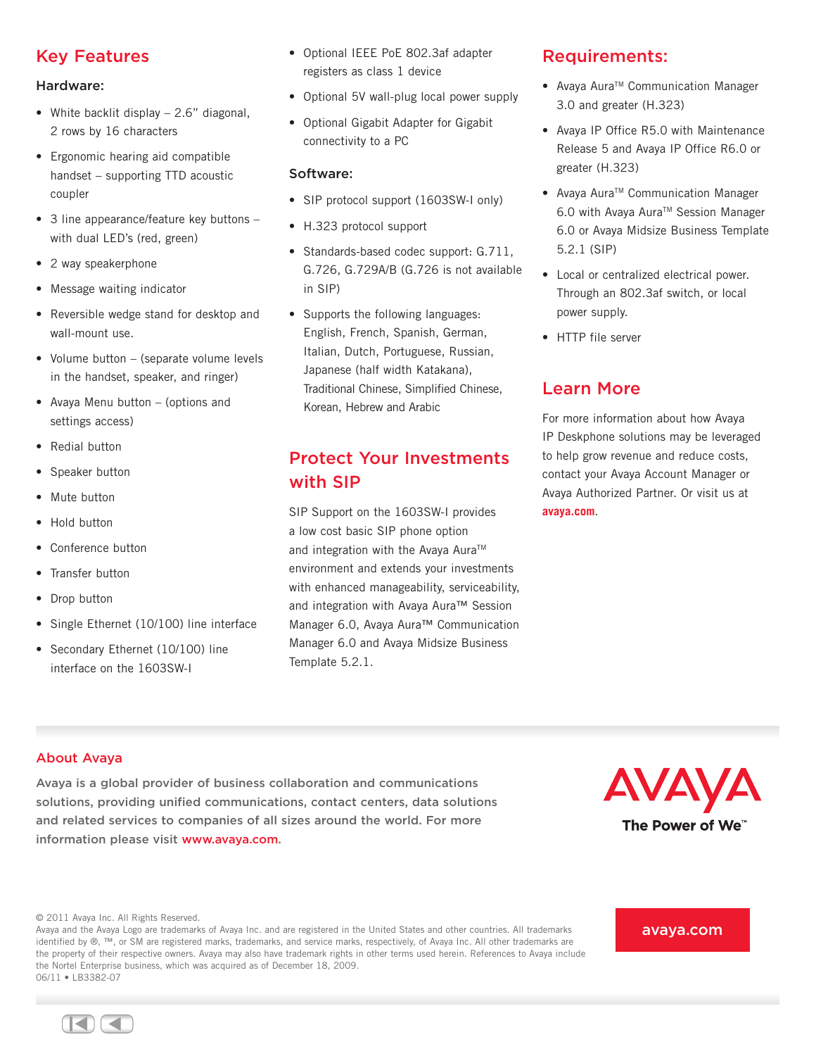## Key Features

### Hardware:

- White backlit display – 2.6" diagonal, 2 rows by 16 characters
- Ergonomic hearing aid compatible handset – supporting TTD acoustic coupler
- 3 line appearance/feature key buttons – with dual LED's (red, green)
- 2 way speakerphone
- Message waiting indicator
- Reversible wedge stand for desktop and wall-mount use.
- Volume button – (separate volume levels in the handset, speaker, and ringer)
- Avaya Menu button – (options and settings access)
- Redial button
- Speaker button
- Mute button
- Hold button
- Conference button
- Transfer button
- Drop button
- Single Ethernet (10/100) line interface
- Secondary Ethernet (10/100) line interface on the 1603SW-I
- Optional IEEE PoE 802.3af adapter registers as class 1 device
- Optional 5V wall-plug local power supply
- Optional Gigabit Adapter for Gigabit connectivity to a PC

### Software:

- SIP protocol support (1603SW-I only)
- H.323 protocol support
- Standards-based codec support: G.711, G.726, G.729A/B (G.726 is not available in SIP)
- Supports the following languages: English, French, Spanish, German, Italian, Dutch, Portuguese, Russian, Japanese (half width Katakana), Traditional Chinese, Simplified Chinese, Korean, Hebrew and Arabic

## Protect Your Investments with SIP

SIP Support on the 1603SW-I provides a low cost basic SIP phone option and integration with the Avaya Aura™ environment and extends your investments with enhanced manageability, serviceability, and integration with Avaya Aura™ Session Manager 6.0, Avaya Aura™ Communication Manager 6.0 and Avaya Midsize Business Template 5.2.1.

## Requirements:

- Avaya Aura™ Communication Manager 3.0 and greater (H.323)
- Avaya IP Office R5.0 with Maintenance Release 5 and Avaya IP Office R6.0 or greater (H.323)
- Avaya Aura™ Communication Manager 6.0 with Avaya Aura™ Session Manager 6.0 or Avaya Midsize Business Template 5.2.1 (SIP)
- Local or centralized electrical power. Through an 802.3af switch, or local power supply.
- HTTP file server

## Learn More

For more information about how Avaya IP Deskphone solutions may be leveraged to help grow revenue and reduce costs, contact your Avaya Account Manager or Avaya Authorized Partner. Or visit us at **avaya.com**.

### About Avaya

Avaya is a global provider of business collaboration and communications solutions, providing unified communications, contact centers, data solutions and related services to companies of all sizes around the world. For more information please visit www.avaya.com.

AVAYA
The Power of We™

© 2011 Avaya Inc. All Rights Reserved.
Avaya and the Avaya Logo are trademarks of Avaya Inc. and are registered in the United States and other countries. All trademarks identified by ®, ™, or SM are registered marks, trademarks, and service marks, respectively, of Avaya Inc. All other trademarks are the property of their respective owners. Avaya may also have trademark rights in other terms used herein. References to Avaya include the Nortel Enterprise business, which was acquired as of December 18, 2009.
06/11 • LB3382-07

avaya.com